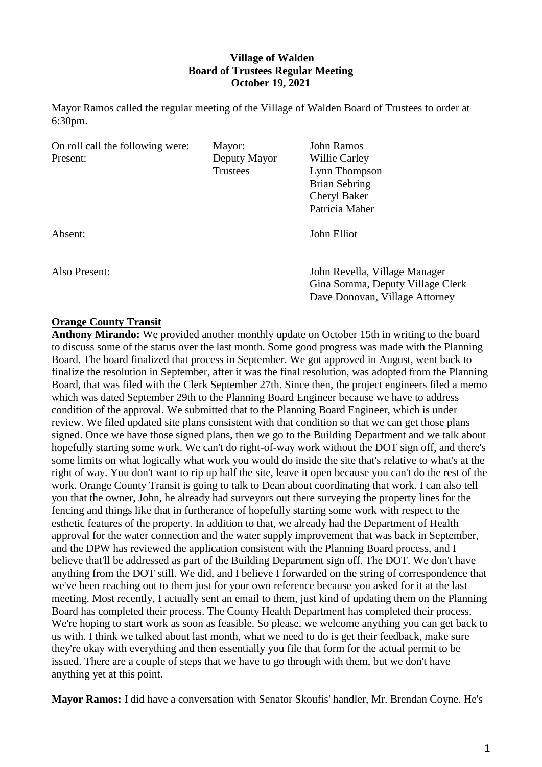**Village of Walden**
**Board of Trustees Regular Meeting**
**October 19, 2021**

Mayor Ramos called the regular meeting of the Village of Walden Board of Trustees to order at 6:30pm.

| On roll call the following were: | Mayor: | John Ramos |
|---|---|---|
| Present: | Deputy Mayor | Willie Carley |
| | Trustees | Lynn Thompson |
| | | Brian Sebring |
| | | Cheryl Baker |
| | | Patricia Maher |
| Absent: | | John Elliot |
| Also Present: | | John Revella, Village Manager |
| | | Gina Somma, Deputy Village Clerk |
| | | Dave Donovan, Village Attorney |

**Orange County Transit**

**Anthony Mirando:** We provided another monthly update on October 15th in writing to the board to discuss some of the status over the last month. Some good progress was made with the Planning Board. The board finalized that process in September. We got approved in August, went back to finalize the resolution in September, after it was the final resolution, was adopted from the Planning Board, that was filed with the Clerk September 27th. Since then, the project engineers filed a memo which was dated September 29th to the Planning Board Engineer because we have to address condition of the approval. We submitted that to the Planning Board Engineer, which is under review. We filed updated site plans consistent with that condition so that we can get those plans signed. Once we have those signed plans, then we go to the Building Department and we talk about hopefully starting some work. We can't do right-of-way work without the DOT sign off, and there's some limits on what logically what work you would do inside the site that's relative to what's at the right of way. You don't want to rip up half the site, leave it open because you can't do the rest of the work. Orange County Transit is going to talk to Dean about coordinating that work. I can also tell you that the owner, John, he already had surveyors out there surveying the property lines for the fencing and things like that in furtherance of hopefully starting some work with respect to the esthetic features of the property. In addition to that, we already had the Department of Health approval for the water connection and the water supply improvement that was back in September, and the DPW has reviewed the application consistent with the Planning Board process, and I believe that'll be addressed as part of the Building Department sign off. The DOT. We don't have anything from the DOT still. We did, and I believe I forwarded on the string of correspondence that we've been reaching out to them just for your own reference because you asked for it at the last meeting. Most recently, I actually sent an email to them, just kind of updating them on the Planning Board has completed their process. The County Health Department has completed their process. We're hoping to start work as soon as feasible. So please, we welcome anything you can get back to us with. I think we talked about last month, what we need to do is get their feedback, make sure they're okay with everything and then essentially you file that form for the actual permit to be issued. There are a couple of steps that we have to go through with them, but we don't have anything yet at this point.

**Mayor Ramos:** I did have a conversation with Senator Skoufis' handler, Mr. Brendan Coyne. He's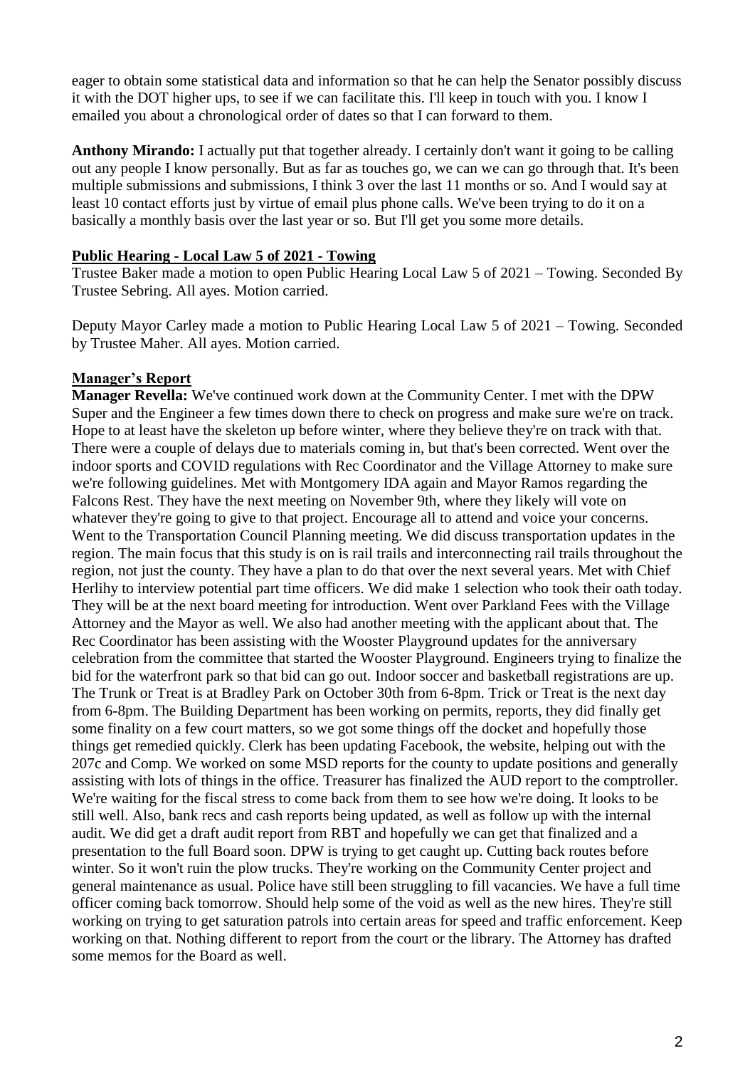eager to obtain some statistical data and information so that he can help the Senator possibly discuss it with the DOT higher ups, to see if we can facilitate this. I'll keep in touch with you. I know I emailed you about a chronological order of dates so that I can forward to them.

**Anthony Mirando:** I actually put that together already. I certainly don't want it going to be calling out any people I know personally. But as far as touches go, we can we can go through that. It's been multiple submissions and submissions, I think 3 over the last 11 months or so. And I would say at least 10 contact efforts just by virtue of email plus phone calls. We've been trying to do it on a basically a monthly basis over the last year or so. But I'll get you some more details.

**Public Hearing - Local Law 5 of 2021 - Towing**

Trustee Baker made a motion to open Public Hearing Local Law 5 of 2021 – Towing. Seconded By Trustee Sebring. All ayes. Motion carried.

Deputy Mayor Carley made a motion to Public Hearing Local Law 5 of 2021 – Towing. Seconded by Trustee Maher. All ayes. Motion carried.

**Manager's Report**

**Manager Revella:** We've continued work down at the Community Center. I met with the DPW Super and the Engineer a few times down there to check on progress and make sure we're on track. Hope to at least have the skeleton up before winter, where they believe they're on track with that. There were a couple of delays due to materials coming in, but that's been corrected. Went over the indoor sports and COVID regulations with Rec Coordinator and the Village Attorney to make sure we're following guidelines. Met with Montgomery IDA again and Mayor Ramos regarding the Falcons Rest. They have the next meeting on November 9th, where they likely will vote on whatever they're going to give to that project. Encourage all to attend and voice your concerns. Went to the Transportation Council Planning meeting. We did discuss transportation updates in the region. The main focus that this study is on is rail trails and interconnecting rail trails throughout the region, not just the county. They have a plan to do that over the next several years. Met with Chief Herlihy to interview potential part time officers. We did make 1 selection who took their oath today. They will be at the next board meeting for introduction. Went over Parkland Fees with the Village Attorney and the Mayor as well. We also had another meeting with the applicant about that. The Rec Coordinator has been assisting with the Wooster Playground updates for the anniversary celebration from the committee that started the Wooster Playground. Engineers trying to finalize the bid for the waterfront park so that bid can go out. Indoor soccer and basketball registrations are up. The Trunk or Treat is at Bradley Park on October 30th from 6-8pm. Trick or Treat is the next day from 6-8pm. The Building Department has been working on permits, reports, they did finally get some finality on a few court matters, so we got some things off the docket and hopefully those things get remedied quickly. Clerk has been updating Facebook, the website, helping out with the 207c and Comp. We worked on some MSD reports for the county to update positions and generally assisting with lots of things in the office. Treasurer has finalized the AUD report to the comptroller. We're waiting for the fiscal stress to come back from them to see how we're doing. It looks to be still well. Also, bank recs and cash reports being updated, as well as follow up with the internal audit. We did get a draft audit report from RBT and hopefully we can get that finalized and a presentation to the full Board soon. DPW is trying to get caught up. Cutting back routes before winter. So it won't ruin the plow trucks. They're working on the Community Center project and general maintenance as usual. Police have still been struggling to fill vacancies. We have a full time officer coming back tomorrow. Should help some of the void as well as the new hires. They're still working on trying to get saturation patrols into certain areas for speed and traffic enforcement. Keep working on that. Nothing different to report from the court or the library. The Attorney has drafted some memos for the Board as well.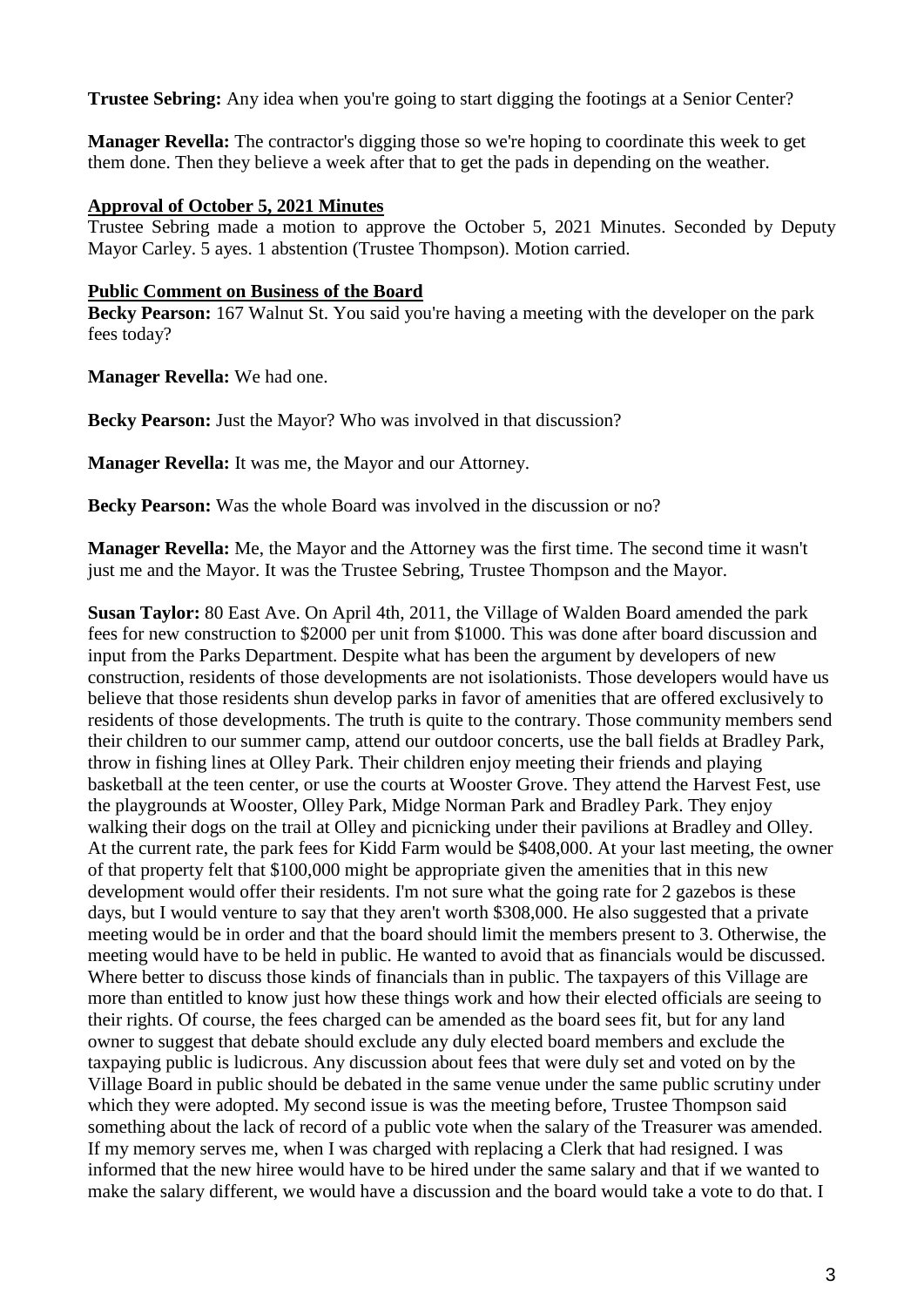**Trustee Sebring:** Any idea when you're going to start digging the footings at a Senior Center?

**Manager Revella:** The contractor's digging those so we're hoping to coordinate this week to get them done. Then they believe a week after that to get the pads in depending on the weather.

**Approval of October 5, 2021 Minutes**

Trustee Sebring made a motion to approve the October 5, 2021 Minutes. Seconded by Deputy Mayor Carley. 5 ayes. 1 abstention (Trustee Thompson). Motion carried.

**Public Comment on Business of the Board**

**Becky Pearson:** 167 Walnut St. You said you're having a meeting with the developer on the park fees today?

**Manager Revella:** We had one.

**Becky Pearson:** Just the Mayor? Who was involved in that discussion?

**Manager Revella:** It was me, the Mayor and our Attorney.

**Becky Pearson:** Was the whole Board was involved in the discussion or no?

**Manager Revella:** Me, the Mayor and the Attorney was the first time. The second time it wasn't just me and the Mayor. It was the Trustee Sebring, Trustee Thompson and the Mayor.

**Susan Taylor:** 80 East Ave. On April 4th, 2011, the Village of Walden Board amended the park fees for new construction to $2000 per unit from $1000. This was done after board discussion and input from the Parks Department. Despite what has been the argument by developers of new construction, residents of those developments are not isolationists. Those developers would have us believe that those residents shun develop parks in favor of amenities that are offered exclusively to residents of those developments. The truth is quite to the contrary. Those community members send their children to our summer camp, attend our outdoor concerts, use the ball fields at Bradley Park, throw in fishing lines at Olley Park. Their children enjoy meeting their friends and playing basketball at the teen center, or use the courts at Wooster Grove. They attend the Harvest Fest, use the playgrounds at Wooster, Olley Park, Midge Norman Park and Bradley Park. They enjoy walking their dogs on the trail at Olley and picnicking under their pavilions at Bradley and Olley. At the current rate, the park fees for Kidd Farm would be $408,000. At your last meeting, the owner of that property felt that $100,000 might be appropriate given the amenities that in this new development would offer their residents. I'm not sure what the going rate for 2 gazebos is these days, but I would venture to say that they aren't worth $308,000. He also suggested that a private meeting would be in order and that the board should limit the members present to 3. Otherwise, the meeting would have to be held in public. He wanted to avoid that as financials would be discussed. Where better to discuss those kinds of financials than in public. The taxpayers of this Village are more than entitled to know just how these things work and how their elected officials are seeing to their rights. Of course, the fees charged can be amended as the board sees fit, but for any land owner to suggest that debate should exclude any duly elected board members and exclude the taxpaying public is ludicrous. Any discussion about fees that were duly set and voted on by the Village Board in public should be debated in the same venue under the same public scrutiny under which they were adopted. My second issue is was the meeting before, Trustee Thompson said something about the lack of record of a public vote when the salary of the Treasurer was amended. If my memory serves me, when I was charged with replacing a Clerk that had resigned. I was informed that the new hiree would have to be hired under the same salary and that if we wanted to make the salary different, we would have a discussion and the board would take a vote to do that. I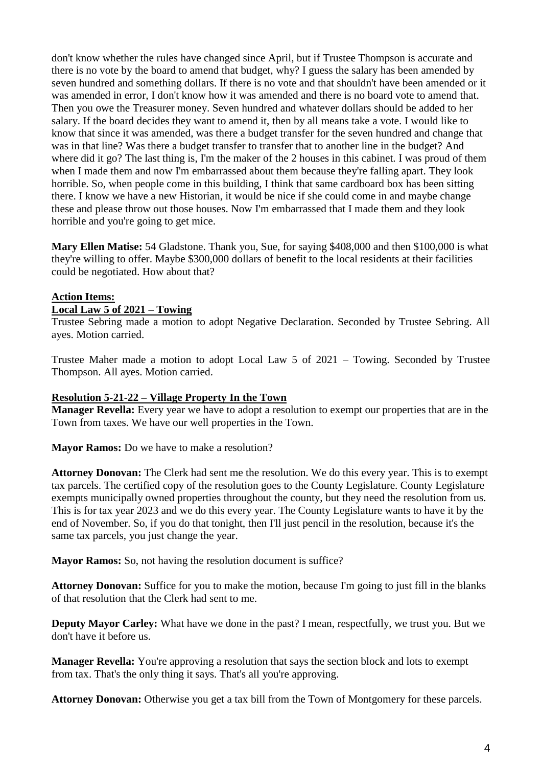don't know whether the rules have changed since April, but if Trustee Thompson is accurate and there is no vote by the board to amend that budget, why? I guess the salary has been amended by seven hundred and something dollars. If there is no vote and that shouldn't have been amended or it was amended in error, I don't know how it was amended and there is no board vote to amend that. Then you owe the Treasurer money. Seven hundred and whatever dollars should be added to her salary. If the board decides they want to amend it, then by all means take a vote. I would like to know that since it was amended, was there a budget transfer for the seven hundred and change that was in that line? Was there a budget transfer to transfer that to another line in the budget? And where did it go? The last thing is, I'm the maker of the 2 houses in this cabinet. I was proud of them when I made them and now I'm embarrassed about them because they're falling apart. They look horrible. So, when people come in this building, I think that same cardboard box has been sitting there. I know we have a new Historian, it would be nice if she could come in and maybe change these and please throw out those houses. Now I'm embarrassed that I made them and they look horrible and you're going to get mice.

**Mary Ellen Matise:** 54 Gladstone. Thank you, Sue, for saying $408,000 and then $100,000 is what they're willing to offer. Maybe $300,000 dollars of benefit to the local residents at their facilities could be negotiated. How about that?

**Action Items:**

**Local Law 5 of 2021 – Towing**

Trustee Sebring made a motion to adopt Negative Declaration. Seconded by Trustee Sebring. All ayes. Motion carried.

Trustee Maher made a motion to adopt Local Law 5 of 2021 – Towing. Seconded by Trustee Thompson. All ayes. Motion carried.

**Resolution 5-21-22 – Village Property In the Town**

**Manager Revella:** Every year we have to adopt a resolution to exempt our properties that are in the Town from taxes. We have our well properties in the Town.

**Mayor Ramos:** Do we have to make a resolution?

**Attorney Donovan:** The Clerk had sent me the resolution. We do this every year. This is to exempt tax parcels. The certified copy of the resolution goes to the County Legislature. County Legislature exempts municipally owned properties throughout the county, but they need the resolution from us. This is for tax year 2023 and we do this every year. The County Legislature wants to have it by the end of November. So, if you do that tonight, then I'll just pencil in the resolution, because it's the same tax parcels, you just change the year.

**Mayor Ramos:** So, not having the resolution document is suffice?

**Attorney Donovan:** Suffice for you to make the motion, because I'm going to just fill in the blanks of that resolution that the Clerk had sent to me.

**Deputy Mayor Carley:** What have we done in the past? I mean, respectfully, we trust you. But we don't have it before us.

**Manager Revella:** You're approving a resolution that says the section block and lots to exempt from tax. That's the only thing it says. That's all you're approving.

**Attorney Donovan:** Otherwise you get a tax bill from the Town of Montgomery for these parcels.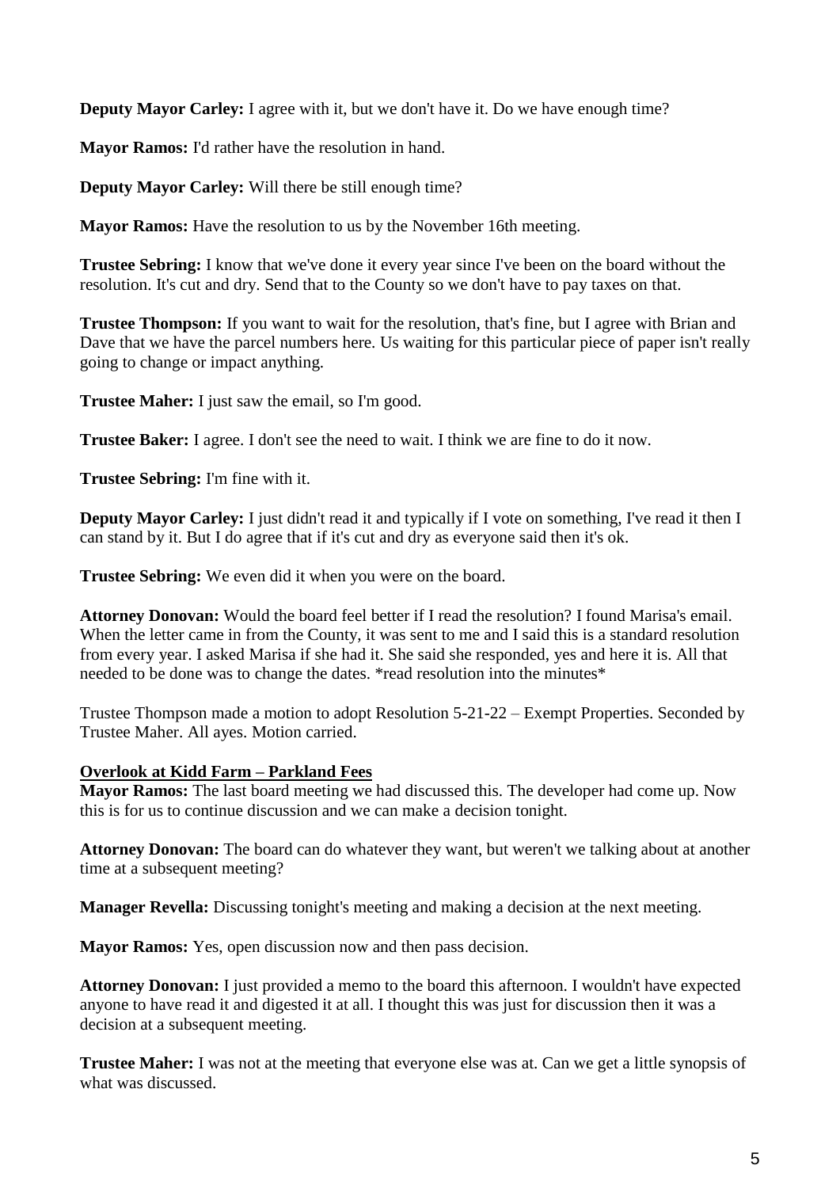**Deputy Mayor Carley:** I agree with it, but we don't have it. Do we have enough time?

**Mayor Ramos:** I'd rather have the resolution in hand.

**Deputy Mayor Carley:** Will there be still enough time?

**Mayor Ramos:** Have the resolution to us by the November 16th meeting.

**Trustee Sebring:** I know that we've done it every year since I've been on the board without the resolution. It's cut and dry. Send that to the County so we don't have to pay taxes on that.

**Trustee Thompson:** If you want to wait for the resolution, that's fine, but I agree with Brian and Dave that we have the parcel numbers here. Us waiting for this particular piece of paper isn't really going to change or impact anything.

**Trustee Maher:** I just saw the email, so I'm good.

**Trustee Baker:** I agree. I don't see the need to wait. I think we are fine to do it now.

**Trustee Sebring:** I'm fine with it.

**Deputy Mayor Carley:** I just didn't read it and typically if I vote on something, I've read it then I can stand by it. But I do agree that if it's cut and dry as everyone said then it's ok.

**Trustee Sebring:** We even did it when you were on the board.

**Attorney Donovan:** Would the board feel better if I read the resolution? I found Marisa's email. When the letter came in from the County, it was sent to me and I said this is a standard resolution from every year. I asked Marisa if she had it. She said she responded, yes and here it is. All that needed to be done was to change the dates. *read resolution into the minutes*

Trustee Thompson made a motion to adopt Resolution 5-21-22 – Exempt Properties. Seconded by Trustee Maher. All ayes. Motion carried.

**Overlook at Kidd Farm – Parkland Fees**

**Mayor Ramos:** The last board meeting we had discussed this. The developer had come up. Now this is for us to continue discussion and we can make a decision tonight.

**Attorney Donovan:** The board can do whatever they want, but weren't we talking about at another time at a subsequent meeting?

**Manager Revella:** Discussing tonight's meeting and making a decision at the next meeting.

**Mayor Ramos:** Yes, open discussion now and then pass decision.

**Attorney Donovan:** I just provided a memo to the board this afternoon. I wouldn't have expected anyone to have read it and digested it at all. I thought this was just for discussion then it was a decision at a subsequent meeting.

**Trustee Maher:** I was not at the meeting that everyone else was at. Can we get a little synopsis of what was discussed.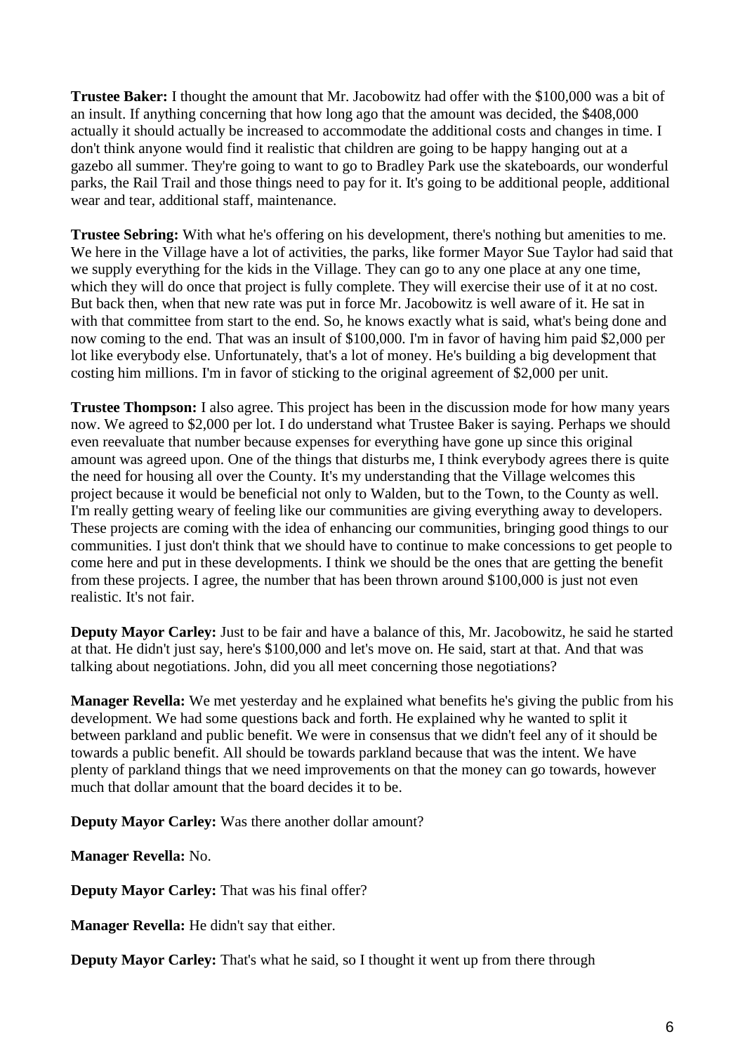**Trustee Baker:** I thought the amount that Mr. Jacobowitz had offer with the $100,000 was a bit of an insult. If anything concerning that how long ago that the amount was decided, the $408,000 actually it should actually be increased to accommodate the additional costs and changes in time. I don't think anyone would find it realistic that children are going to be happy hanging out at a gazebo all summer. They're going to want to go to Bradley Park use the skateboards, our wonderful parks, the Rail Trail and those things need to pay for it. It's going to be additional people, additional wear and tear, additional staff, maintenance.

**Trustee Sebring:** With what he's offering on his development, there's nothing but amenities to me. We here in the Village have a lot of activities, the parks, like former Mayor Sue Taylor had said that we supply everything for the kids in the Village. They can go to any one place at any one time, which they will do once that project is fully complete. They will exercise their use of it at no cost. But back then, when that new rate was put in force Mr. Jacobowitz is well aware of it. He sat in with that committee from start to the end. So, he knows exactly what is said, what's being done and now coming to the end. That was an insult of $100,000. I'm in favor of having him paid $2,000 per lot like everybody else. Unfortunately, that's a lot of money. He's building a big development that costing him millions. I'm in favor of sticking to the original agreement of $2,000 per unit.

**Trustee Thompson:** I also agree. This project has been in the discussion mode for how many years now. We agreed to $2,000 per lot. I do understand what Trustee Baker is saying. Perhaps we should even reevaluate that number because expenses for everything have gone up since this original amount was agreed upon. One of the things that disturbs me, I think everybody agrees there is quite the need for housing all over the County. It's my understanding that the Village welcomes this project because it would be beneficial not only to Walden, but to the Town, to the County as well. I'm really getting weary of feeling like our communities are giving everything away to developers. These projects are coming with the idea of enhancing our communities, bringing good things to our communities. I just don't think that we should have to continue to make concessions to get people to come here and put in these developments. I think we should be the ones that are getting the benefit from these projects. I agree, the number that has been thrown around $100,000 is just not even realistic. It's not fair.

**Deputy Mayor Carley:** Just to be fair and have a balance of this, Mr. Jacobowitz, he said he started at that. He didn't just say, here's $100,000 and let's move on. He said, start at that. And that was talking about negotiations. John, did you all meet concerning those negotiations?

**Manager Revella:** We met yesterday and he explained what benefits he's giving the public from his development. We had some questions back and forth. He explained why he wanted to split it between parkland and public benefit. We were in consensus that we didn't feel any of it should be towards a public benefit. All should be towards parkland because that was the intent. We have plenty of parkland things that we need improvements on that the money can go towards, however much that dollar amount that the board decides it to be.

**Deputy Mayor Carley:** Was there another dollar amount?

**Manager Revella:** No.

**Deputy Mayor Carley:** That was his final offer?

**Manager Revella:** He didn't say that either.

**Deputy Mayor Carley:** That's what he said, so I thought it went up from there through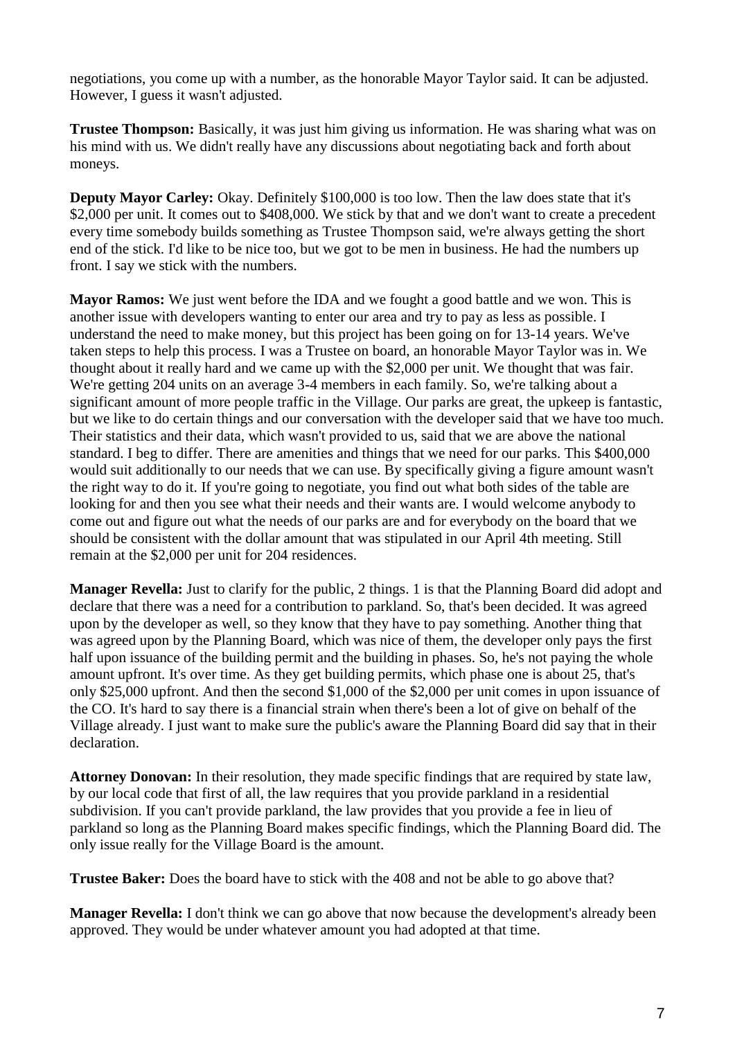negotiations, you come up with a number, as the honorable Mayor Taylor said. It can be adjusted. However, I guess it wasn't adjusted.

**Trustee Thompson:** Basically, it was just him giving us information. He was sharing what was on his mind with us. We didn't really have any discussions about negotiating back and forth about moneys.

**Deputy Mayor Carley:** Okay. Definitely $100,000 is too low. Then the law does state that it's $2,000 per unit. It comes out to $408,000. We stick by that and we don't want to create a precedent every time somebody builds something as Trustee Thompson said, we're always getting the short end of the stick. I'd like to be nice too, but we got to be men in business. He had the numbers up front. I say we stick with the numbers.

**Mayor Ramos:** We just went before the IDA and we fought a good battle and we won. This is another issue with developers wanting to enter our area and try to pay as less as possible. I understand the need to make money, but this project has been going on for 13-14 years. We've taken steps to help this process. I was a Trustee on board, an honorable Mayor Taylor was in. We thought about it really hard and we came up with the $2,000 per unit. We thought that was fair. We're getting 204 units on an average 3-4 members in each family. So, we're talking about a significant amount of more people traffic in the Village. Our parks are great, the upkeep is fantastic, but we like to do certain things and our conversation with the developer said that we have too much. Their statistics and their data, which wasn't provided to us, said that we are above the national standard. I beg to differ. There are amenities and things that we need for our parks. This $400,000 would suit additionally to our needs that we can use. By specifically giving a figure amount wasn't the right way to do it. If you're going to negotiate, you find out what both sides of the table are looking for and then you see what their needs and their wants are. I would welcome anybody to come out and figure out what the needs of our parks are and for everybody on the board that we should be consistent with the dollar amount that was stipulated in our April 4th meeting. Still remain at the $2,000 per unit for 204 residences.

**Manager Revella:** Just to clarify for the public, 2 things. 1 is that the Planning Board did adopt and declare that there was a need for a contribution to parkland. So, that's been decided. It was agreed upon by the developer as well, so they know that they have to pay something. Another thing that was agreed upon by the Planning Board, which was nice of them, the developer only pays the first half upon issuance of the building permit and the building in phases. So, he's not paying the whole amount upfront. It's over time. As they get building permits, which phase one is about 25, that's only $25,000 upfront. And then the second $1,000 of the $2,000 per unit comes in upon issuance of the CO. It's hard to say there is a financial strain when there's been a lot of give on behalf of the Village already. I just want to make sure the public's aware the Planning Board did say that in their declaration.

**Attorney Donovan:** In their resolution, they made specific findings that are required by state law, by our local code that first of all, the law requires that you provide parkland in a residential subdivision. If you can't provide parkland, the law provides that you provide a fee in lieu of parkland so long as the Planning Board makes specific findings, which the Planning Board did. The only issue really for the Village Board is the amount.

**Trustee Baker:** Does the board have to stick with the 408 and not be able to go above that?

**Manager Revella:** I don't think we can go above that now because the development's already been approved. They would be under whatever amount you had adopted at that time.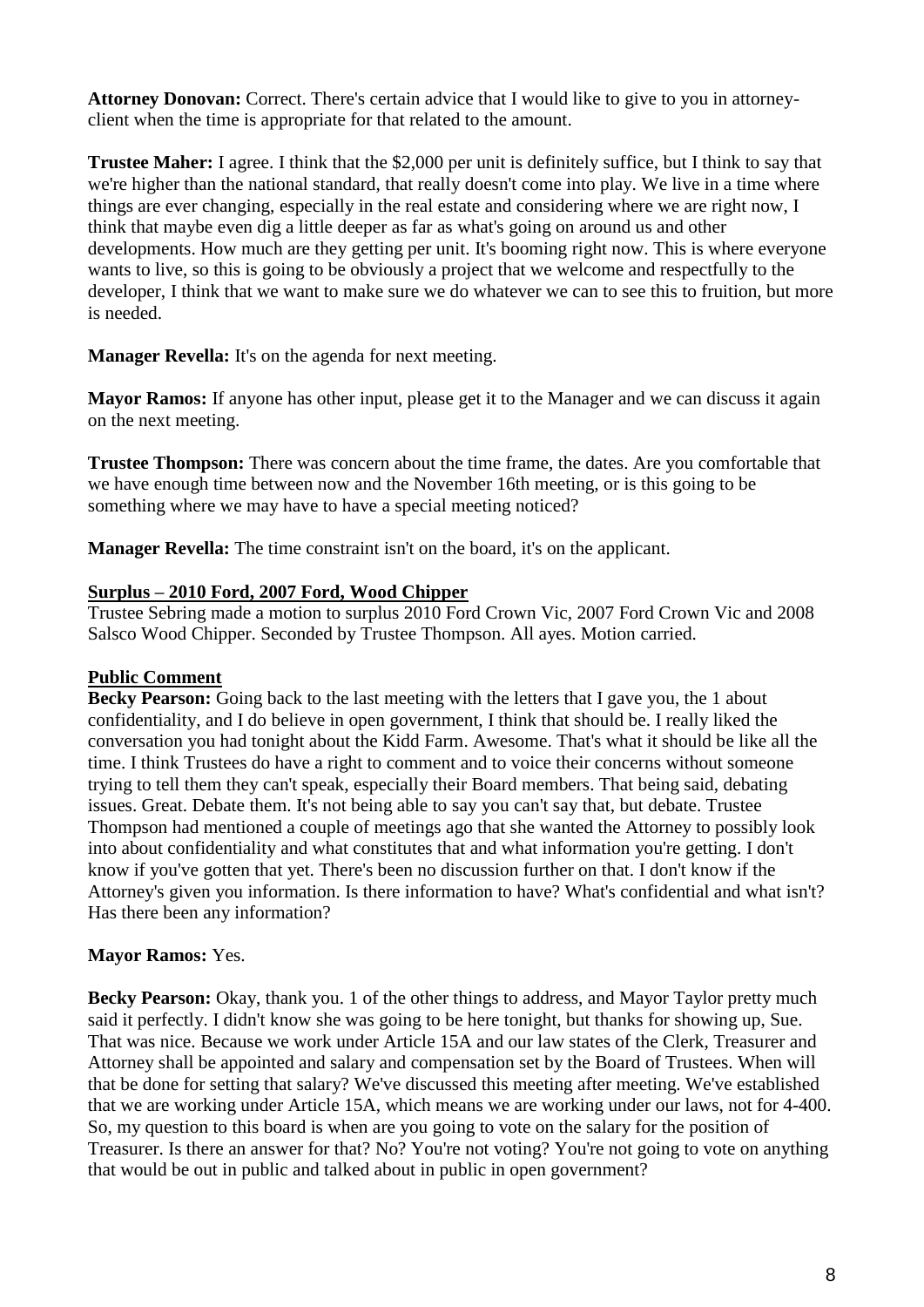**Attorney Donovan:** Correct. There's certain advice that I would like to give to you in attorney-client when the time is appropriate for that related to the amount.

**Trustee Maher:** I agree. I think that the $2,000 per unit is definitely suffice, but I think to say that we're higher than the national standard, that really doesn't come into play. We live in a time where things are ever changing, especially in the real estate and considering where we are right now, I think that maybe even dig a little deeper as far as what's going on around us and other developments. How much are they getting per unit. It's booming right now. This is where everyone wants to live, so this is going to be obviously a project that we welcome and respectfully to the developer, I think that we want to make sure we do whatever we can to see this to fruition, but more is needed.

**Manager Revella:** It's on the agenda for next meeting.

**Mayor Ramos:** If anyone has other input, please get it to the Manager and we can discuss it again on the next meeting.

**Trustee Thompson:** There was concern about the time frame, the dates. Are you comfortable that we have enough time between now and the November 16th meeting, or is this going to be something where we may have to have a special meeting noticed?

**Manager Revella:** The time constraint isn't on the board, it's on the applicant.

**Surplus – 2010 Ford, 2007 Ford, Wood Chipper**

Trustee Sebring made a motion to surplus 2010 Ford Crown Vic, 2007 Ford Crown Vic and 2008 Salsco Wood Chipper. Seconded by Trustee Thompson. All ayes. Motion carried.

**Public Comment**

**Becky Pearson:** Going back to the last meeting with the letters that I gave you, the 1 about confidentiality, and I do believe in open government, I think that should be. I really liked the conversation you had tonight about the Kidd Farm. Awesome. That's what it should be like all the time. I think Trustees do have a right to comment and to voice their concerns without someone trying to tell them they can't speak, especially their Board members. That being said, debating issues. Great. Debate them. It's not being able to say you can't say that, but debate. Trustee Thompson had mentioned a couple of meetings ago that she wanted the Attorney to possibly look into about confidentiality and what constitutes that and what information you're getting. I don't know if you've gotten that yet. There's been no discussion further on that. I don't know if the Attorney's given you information. Is there information to have? What's confidential and what isn't? Has there been any information?

**Mayor Ramos:** Yes.

**Becky Pearson:** Okay, thank you. 1 of the other things to address, and Mayor Taylor pretty much said it perfectly. I didn't know she was going to be here tonight, but thanks for showing up, Sue. That was nice. Because we work under Article 15A and our law states of the Clerk, Treasurer and Attorney shall be appointed and salary and compensation set by the Board of Trustees. When will that be done for setting that salary? We've discussed this meeting after meeting. We've established that we are working under Article 15A, which means we are working under our laws, not for 4-400. So, my question to this board is when are you going to vote on the salary for the position of Treasurer. Is there an answer for that? No? You're not voting? You're not going to vote on anything that would be out in public and talked about in public in open government?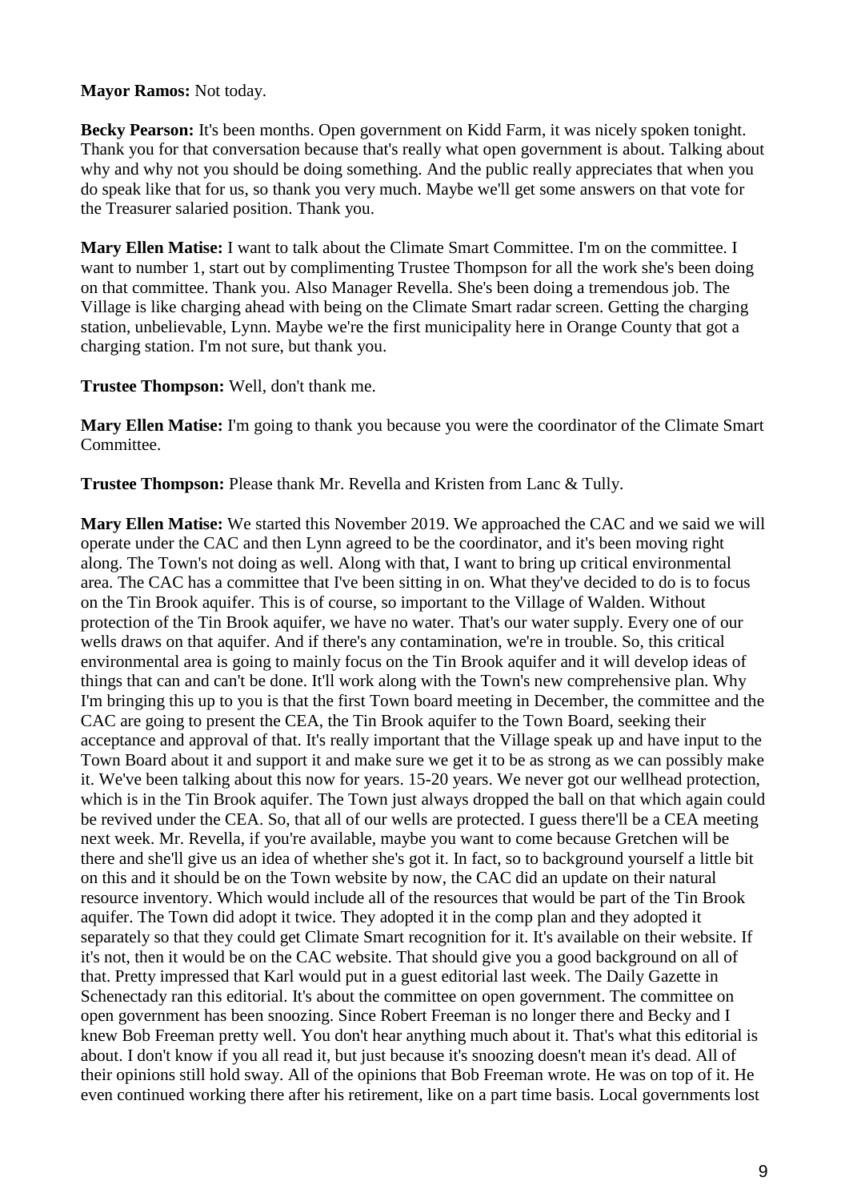**Mayor Ramos:** Not today.

**Becky Pearson:** It's been months. Open government on Kidd Farm, it was nicely spoken tonight. Thank you for that conversation because that's really what open government is about. Talking about why and why not you should be doing something. And the public really appreciates that when you do speak like that for us, so thank you very much. Maybe we'll get some answers on that vote for the Treasurer salaried position. Thank you.

**Mary Ellen Matise:** I want to talk about the Climate Smart Committee. I'm on the committee. I want to number 1, start out by complimenting Trustee Thompson for all the work she's been doing on that committee. Thank you. Also Manager Revella. She's been doing a tremendous job. The Village is like charging ahead with being on the Climate Smart radar screen. Getting the charging station, unbelievable, Lynn. Maybe we're the first municipality here in Orange County that got a charging station. I'm not sure, but thank you.

**Trustee Thompson:** Well, don't thank me.

**Mary Ellen Matise:** I'm going to thank you because you were the coordinator of the Climate Smart Committee.

**Trustee Thompson:** Please thank Mr. Revella and Kristen from Lanc & Tully.

**Mary Ellen Matise:** We started this November 2019. We approached the CAC and we said we will operate under the CAC and then Lynn agreed to be the coordinator, and it's been moving right along. The Town's not doing as well. Along with that, I want to bring up critical environmental area. The CAC has a committee that I've been sitting in on. What they've decided to do is to focus on the Tin Brook aquifer. This is of course, so important to the Village of Walden. Without protection of the Tin Brook aquifer, we have no water. That's our water supply. Every one of our wells draws on that aquifer. And if there's any contamination, we're in trouble. So, this critical environmental area is going to mainly focus on the Tin Brook aquifer and it will develop ideas of things that can and can't be done. It'll work along with the Town's new comprehensive plan. Why I'm bringing this up to you is that the first Town board meeting in December, the committee and the CAC are going to present the CEA, the Tin Brook aquifer to the Town Board, seeking their acceptance and approval of that. It's really important that the Village speak up and have input to the Town Board about it and support it and make sure we get it to be as strong as we can possibly make it. We've been talking about this now for years. 15-20 years. We never got our wellhead protection, which is in the Tin Brook aquifer. The Town just always dropped the ball on that which again could be revived under the CEA. So, that all of our wells are protected. I guess there'll be a CEA meeting next week. Mr. Revella, if you're available, maybe you want to come because Gretchen will be there and she'll give us an idea of whether she's got it. In fact, so to background yourself a little bit on this and it should be on the Town website by now, the CAC did an update on their natural resource inventory. Which would include all of the resources that would be part of the Tin Brook aquifer. The Town did adopt it twice. They adopted it in the comp plan and they adopted it separately so that they could get Climate Smart recognition for it. It's available on their website. If it's not, then it would be on the CAC website. That should give you a good background on all of that. Pretty impressed that Karl would put in a guest editorial last week. The Daily Gazette in Schenectady ran this editorial. It's about the committee on open government. The committee on open government has been snoozing. Since Robert Freeman is no longer there and Becky and I knew Bob Freeman pretty well. You don't hear anything much about it. That's what this editorial is about. I don't know if you all read it, but just because it's snoozing doesn't mean it's dead. All of their opinions still hold sway. All of the opinions that Bob Freeman wrote. He was on top of it. He even continued working there after his retirement, like on a part time basis. Local governments lost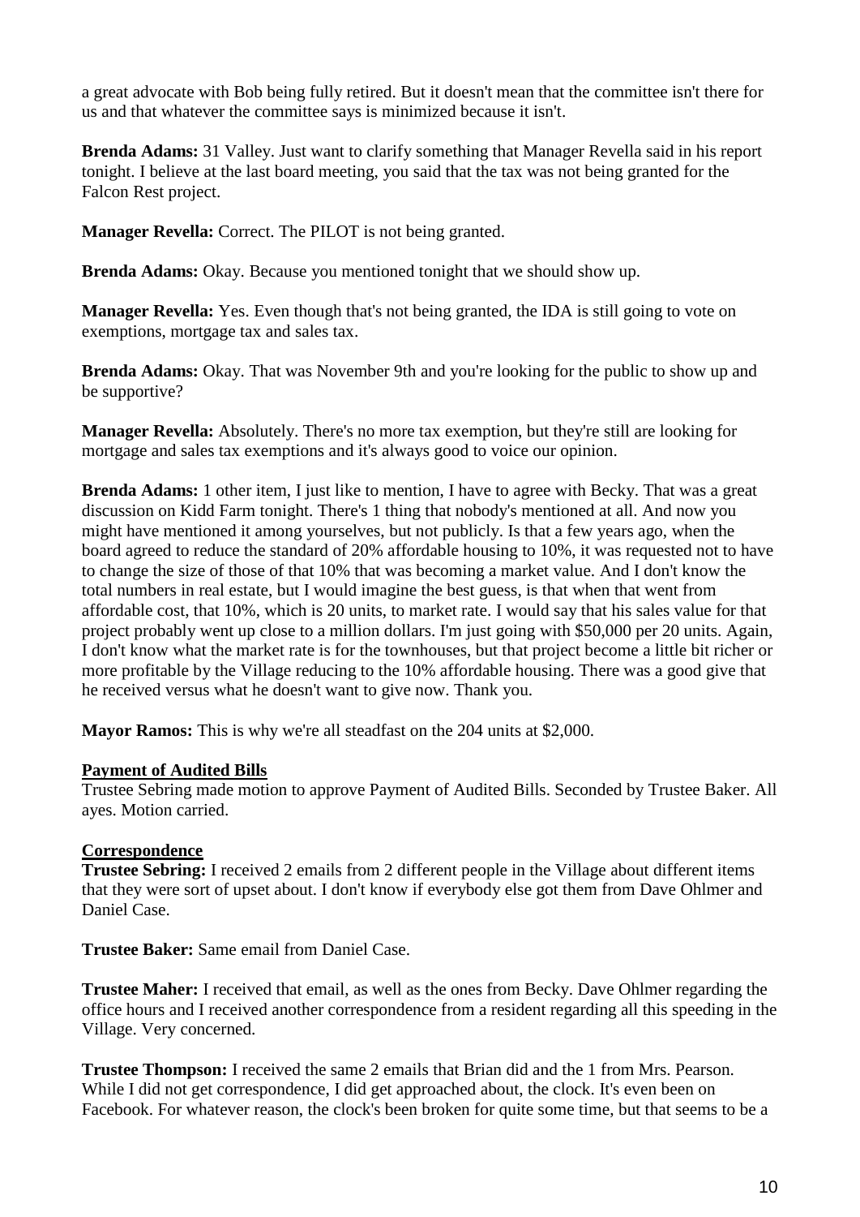a great advocate with Bob being fully retired. But it doesn't mean that the committee isn't there for us and that whatever the committee says is minimized because it isn't.

**Brenda Adams:** 31 Valley. Just want to clarify something that Manager Revella said in his report tonight. I believe at the last board meeting, you said that the tax was not being granted for the Falcon Rest project.

**Manager Revella:** Correct. The PILOT is not being granted.

**Brenda Adams:** Okay. Because you mentioned tonight that we should show up.

**Manager Revella:** Yes. Even though that's not being granted, the IDA is still going to vote on exemptions, mortgage tax and sales tax.

**Brenda Adams:** Okay. That was November 9th and you're looking for the public to show up and be supportive?

**Manager Revella:** Absolutely. There's no more tax exemption, but they're still are looking for mortgage and sales tax exemptions and it's always good to voice our opinion.

**Brenda Adams:** 1 other item, I just like to mention, I have to agree with Becky. That was a great discussion on Kidd Farm tonight. There's 1 thing that nobody's mentioned at all. And now you might have mentioned it among yourselves, but not publicly. Is that a few years ago, when the board agreed to reduce the standard of 20% affordable housing to 10%, it was requested not to have to change the size of those of that 10% that was becoming a market value. And I don't know the total numbers in real estate, but I would imagine the best guess, is that when that went from affordable cost, that 10%, which is 20 units, to market rate. I would say that his sales value for that project probably went up close to a million dollars. I'm just going with $50,000 per 20 units. Again, I don't know what the market rate is for the townhouses, but that project become a little bit richer or more profitable by the Village reducing to the 10% affordable housing. There was a good give that he received versus what he doesn't want to give now. Thank you.

**Mayor Ramos:** This is why we're all steadfast on the 204 units at $2,000.

**Payment of Audited Bills**

Trustee Sebring made motion to approve Payment of Audited Bills. Seconded by Trustee Baker. All ayes. Motion carried.

**Correspondence**

**Trustee Sebring:** I received 2 emails from 2 different people in the Village about different items that they were sort of upset about. I don't know if everybody else got them from Dave Ohlmer and Daniel Case.

**Trustee Baker:** Same email from Daniel Case.

**Trustee Maher:** I received that email, as well as the ones from Becky. Dave Ohlmer regarding the office hours and I received another correspondence from a resident regarding all this speeding in the Village. Very concerned.

**Trustee Thompson:** I received the same 2 emails that Brian did and the 1 from Mrs. Pearson. While I did not get correspondence, I did get approached about, the clock. It's even been on Facebook. For whatever reason, the clock's been broken for quite some time, but that seems to be a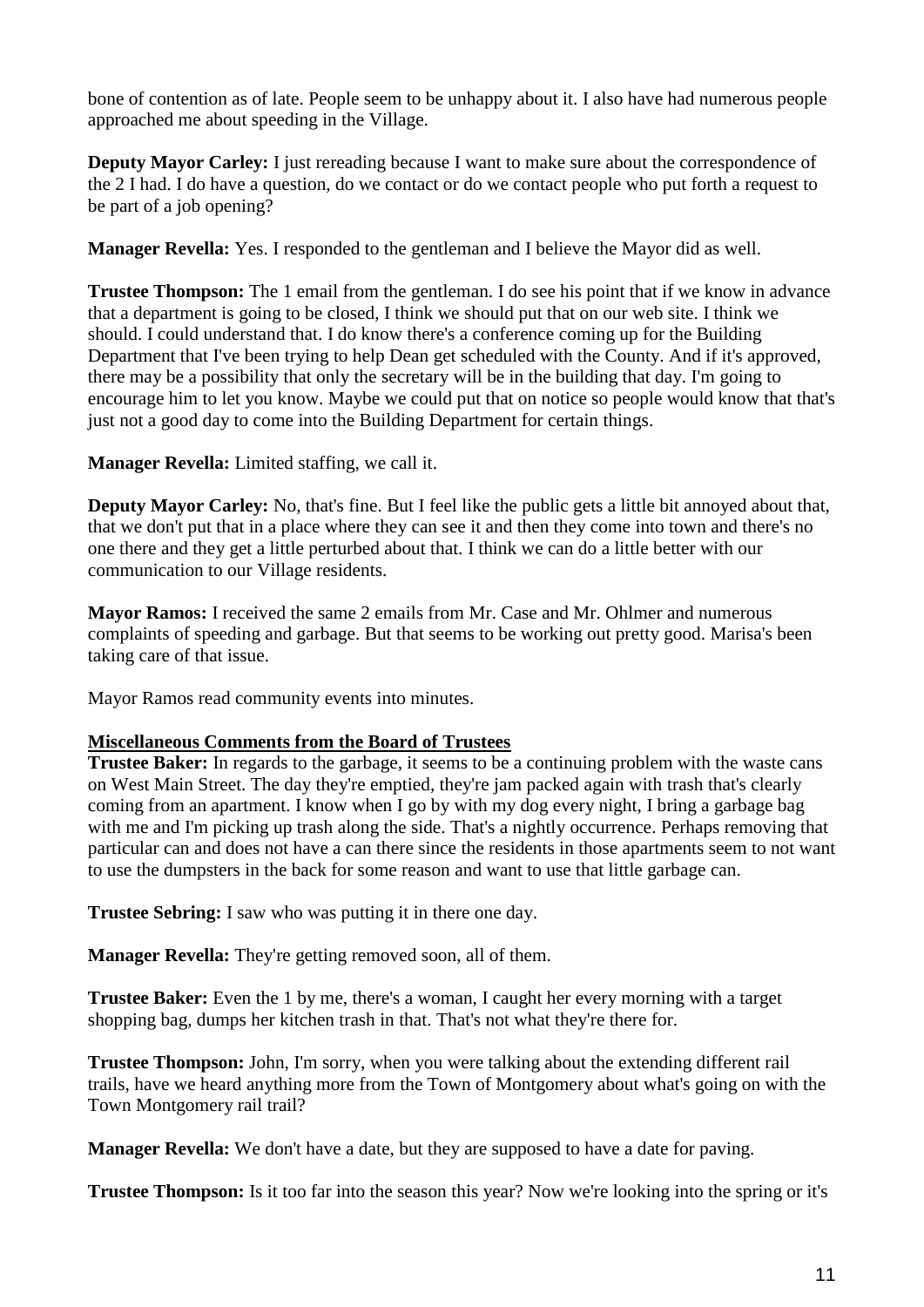bone of contention as of late. People seem to be unhappy about it. I also have had numerous people approached me about speeding in the Village.

**Deputy Mayor Carley:** I just rereading because I want to make sure about the correspondence of the 2 I had. I do have a question, do we contact or do we contact people who put forth a request to be part of a job opening?

**Manager Revella:** Yes. I responded to the gentleman and I believe the Mayor did as well.

**Trustee Thompson:** The 1 email from the gentleman. I do see his point that if we know in advance that a department is going to be closed, I think we should put that on our web site. I think we should. I could understand that. I do know there's a conference coming up for the Building Department that I've been trying to help Dean get scheduled with the County. And if it's approved, there may be a possibility that only the secretary will be in the building that day. I'm going to encourage him to let you know. Maybe we could put that on notice so people would know that that's just not a good day to come into the Building Department for certain things.

**Manager Revella:** Limited staffing, we call it.

**Deputy Mayor Carley:** No, that's fine. But I feel like the public gets a little bit annoyed about that, that we don't put that in a place where they can see it and then they come into town and there's no one there and they get a little perturbed about that. I think we can do a little better with our communication to our Village residents.

**Mayor Ramos:** I received the same 2 emails from Mr. Case and Mr. Ohlmer and numerous complaints of speeding and garbage. But that seems to be working out pretty good. Marisa's been taking care of that issue.

Mayor Ramos read community events into minutes.

**Miscellaneous Comments from the Board of Trustees**

**Trustee Baker:** In regards to the garbage, it seems to be a continuing problem with the waste cans on West Main Street. The day they're emptied, they're jam packed again with trash that's clearly coming from an apartment. I know when I go by with my dog every night, I bring a garbage bag with me and I'm picking up trash along the side. That's a nightly occurrence. Perhaps removing that particular can and does not have a can there since the residents in those apartments seem to not want to use the dumpsters in the back for some reason and want to use that little garbage can.

**Trustee Sebring:** I saw who was putting it in there one day.

**Manager Revella:** They're getting removed soon, all of them.

**Trustee Baker:** Even the 1 by me, there's a woman, I caught her every morning with a target shopping bag, dumps her kitchen trash in that. That's not what they're there for.

**Trustee Thompson:** John, I'm sorry, when you were talking about the extending different rail trails, have we heard anything more from the Town of Montgomery about what's going on with the Town Montgomery rail trail?

**Manager Revella:** We don't have a date, but they are supposed to have a date for paving.

**Trustee Thompson:** Is it too far into the season this year? Now we're looking into the spring or it's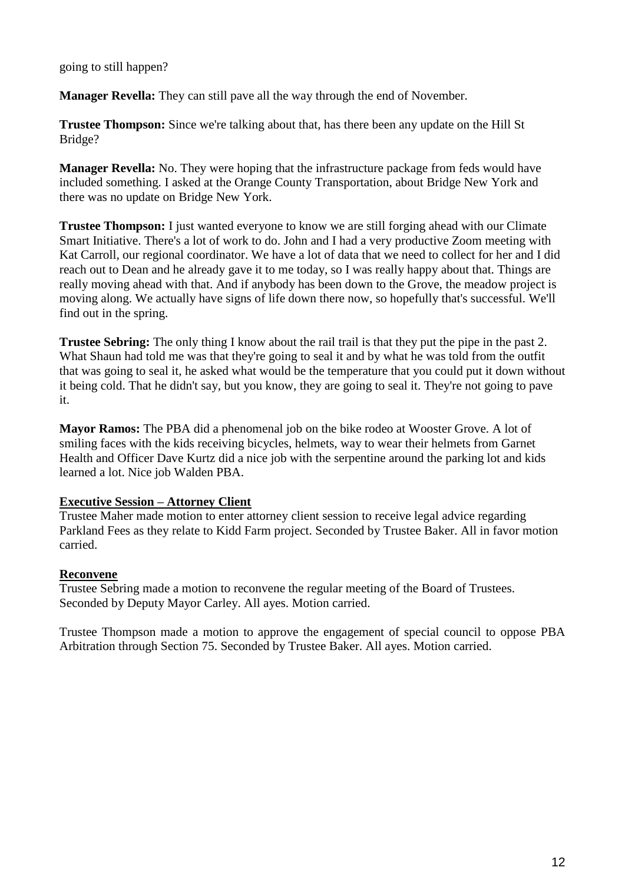going to still happen?

**Manager Revella:** They can still pave all the way through the end of November.

**Trustee Thompson:** Since we're talking about that, has there been any update on the Hill St Bridge?

**Manager Revella:** No. They were hoping that the infrastructure package from feds would have included something. I asked at the Orange County Transportation, about Bridge New York and there was no update on Bridge New York.

**Trustee Thompson:** I just wanted everyone to know we are still forging ahead with our Climate Smart Initiative. There's a lot of work to do. John and I had a very productive Zoom meeting with Kat Carroll, our regional coordinator. We have a lot of data that we need to collect for her and I did reach out to Dean and he already gave it to me today, so I was really happy about that. Things are really moving ahead with that. And if anybody has been down to the Grove, the meadow project is moving along. We actually have signs of life down there now, so hopefully that's successful. We'll find out in the spring.

**Trustee Sebring:** The only thing I know about the rail trail is that they put the pipe in the past 2. What Shaun had told me was that they're going to seal it and by what he was told from the outfit that was going to seal it, he asked what would be the temperature that you could put it down without it being cold. That he didn't say, but you know, they are going to seal it. They're not going to pave it.

**Mayor Ramos:** The PBA did a phenomenal job on the bike rodeo at Wooster Grove. A lot of smiling faces with the kids receiving bicycles, helmets, way to wear their helmets from Garnet Health and Officer Dave Kurtz did a nice job with the serpentine around the parking lot and kids learned a lot. Nice job Walden PBA.

**Executive Session – Attorney Client**

Trustee Maher made motion to enter attorney client session to receive legal advice regarding Parkland Fees as they relate to Kidd Farm project. Seconded by Trustee Baker. All in favor motion carried.

**Reconvene**

Trustee Sebring made a motion to reconvene the regular meeting of the Board of Trustees. Seconded by Deputy Mayor Carley. All ayes. Motion carried.

Trustee Thompson made a motion to approve the engagement of special council to oppose PBA Arbitration through Section 75. Seconded by Trustee Baker. All ayes. Motion carried.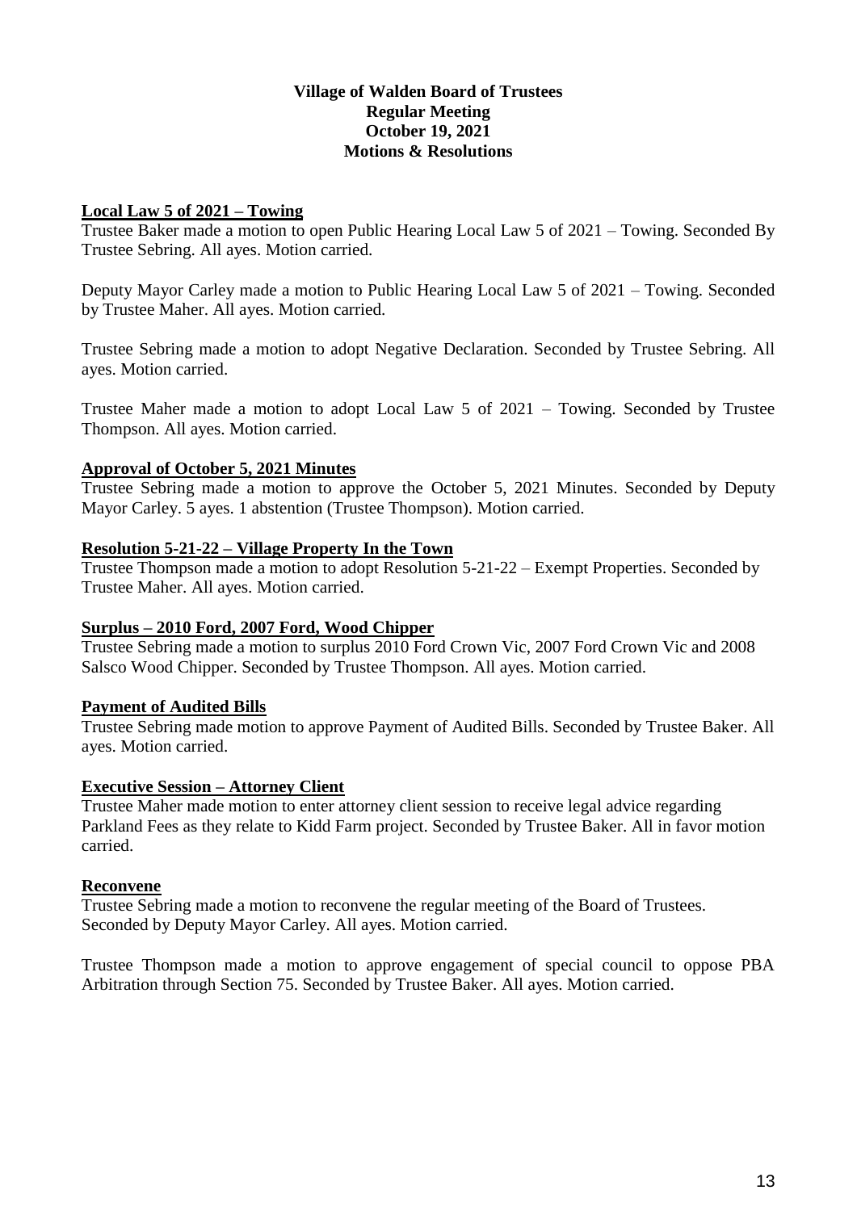**Village of Walden Board of Trustees**
**Regular Meeting**
**October 19, 2021**
**Motions & Resolutions**

**Local Law 5 of 2021 – Towing**

Trustee Baker made a motion to open Public Hearing Local Law 5 of 2021 – Towing. Seconded By Trustee Sebring. All ayes. Motion carried.

Deputy Mayor Carley made a motion to Public Hearing Local Law 5 of 2021 – Towing. Seconded by Trustee Maher. All ayes. Motion carried.

Trustee Sebring made a motion to adopt Negative Declaration. Seconded by Trustee Sebring. All ayes. Motion carried.

Trustee Maher made a motion to adopt Local Law 5 of 2021 – Towing. Seconded by Trustee Thompson. All ayes. Motion carried.

**Approval of October 5, 2021 Minutes**

Trustee Sebring made a motion to approve the October 5, 2021 Minutes. Seconded by Deputy Mayor Carley. 5 ayes. 1 abstention (Trustee Thompson). Motion carried.

**Resolution 5-21-22 – Village Property In the Town**

Trustee Thompson made a motion to adopt Resolution 5-21-22 – Exempt Properties. Seconded by Trustee Maher. All ayes. Motion carried.

**Surplus – 2010 Ford, 2007 Ford, Wood Chipper**

Trustee Sebring made a motion to surplus 2010 Ford Crown Vic, 2007 Ford Crown Vic and 2008 Salsco Wood Chipper. Seconded by Trustee Thompson. All ayes. Motion carried.

**Payment of Audited Bills**

Trustee Sebring made motion to approve Payment of Audited Bills. Seconded by Trustee Baker. All ayes. Motion carried.

**Executive Session – Attorney Client**

Trustee Maher made motion to enter attorney client session to receive legal advice regarding Parkland Fees as they relate to Kidd Farm project. Seconded by Trustee Baker. All in favor motion carried.

**Reconvene**

Trustee Sebring made a motion to reconvene the regular meeting of the Board of Trustees. Seconded by Deputy Mayor Carley. All ayes. Motion carried.

Trustee Thompson made a motion to approve engagement of special council to oppose PBA Arbitration through Section 75. Seconded by Trustee Baker. All ayes. Motion carried.